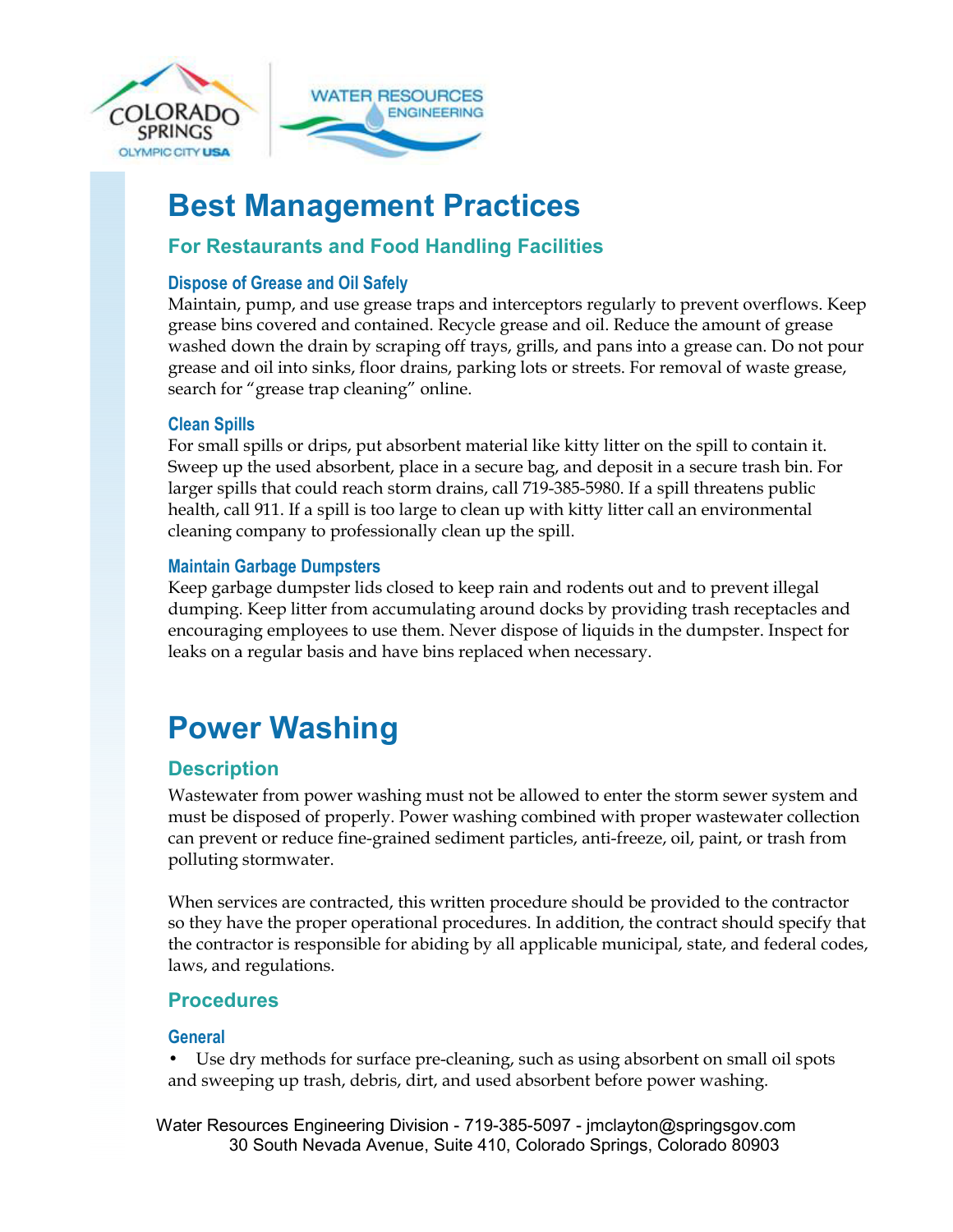# Best Management Practices

## For Restaurants and Food Handling Facilities

### Dispose of Grease and Oil Safely

Maintain, pump, and use grease traps and interceptors regularly to prevent overflows. Keep grease bins covered and contained. Recycle grease and oil. Reduce the amount of grease washed down the drain by scraping off trays, grills, and pans into a grease can. Do not pour grease and oil into sinks, floor drains, parking lots or streets. For removal of waste grease, search for "grease trap cleaning" online.

### Clean Spills

For small spills or drips, put absorbent material like kitty litter on the spill to contain it. Sweep up the used absorbent, place in a secure bag, and deposit in a secure trash bin. For larger spills that could reach storm drains, call 719-385-5980. If a spill threatens public health, call 911. If a spill is too large to clean up with kitty litter call an environmental cleaning company to professionally clean up the spill.

### Maintain Garbage Dumpsters

Keep garbage dumpster lids closed to keep rain and rodents out and to prevent illegal dumping. Keep litter from accumulating around docks by providing trash receptacles and encouraging employees to use them. Never dispose of liquids in the dumpster. Inspect for leaks on a regular basis and have bins replaced when necessary.

# Power Washing

## Description

Wastewater from power washing must not be allowed to enter the storm sewer system and must be disposed of properly. Power washing combined with proper wastewater collection can prevent or reduce fine-grained sediment particles, anti-freeze, oil, paint, or trash from polluting stormwater.

When services are contracted, this written procedure should be provided to the contractor so they have the proper operational procedures. In addition, the contract should specify that the contractor is responsible for abiding by all applicable municipal, state, and federal codes, laws, and regulations.

## Procedures

### General

- Use dry methods for surface pre-cleaning, such as using absorbent on small oil spots and sweeping up trash, debris, dirt, and used absorbent before power washing.

Water Resources Engineering Division - 719-385-5097 - jmclayton@springsgov.com
30 South Nevada Avenue, Suite 410, Colorado Springs, Colorado 80903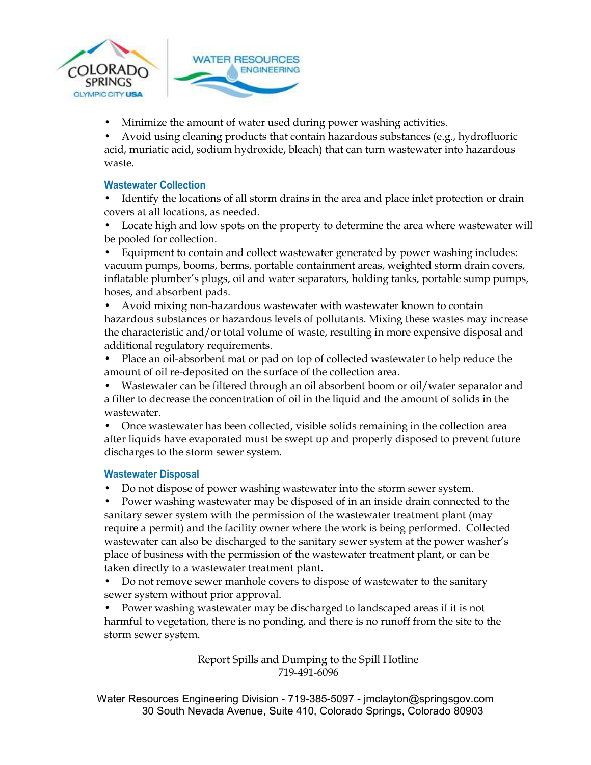- Minimize the amount of water used during power washing activities.
- Avoid using cleaning products that contain hazardous substances (e.g., hydrofluoric acid, muriatic acid, sodium hydroxide, bleach) that can turn wastewater into hazardous waste.

### Wastewater Collection

- Identify the locations of all storm drains in the area and place inlet protection or drain covers at all locations, as needed.
- Locate high and low spots on the property to determine the area where wastewater will be pooled for collection.
- Equipment to contain and collect wastewater generated by power washing includes: vacuum pumps, booms, berms, portable containment areas, weighted storm drain covers, inflatable plumber's plugs, oil and water separators, holding tanks, portable sump pumps, hoses, and absorbent pads.
- Avoid mixing non-hazardous wastewater with wastewater known to contain hazardous substances or hazardous levels of pollutants. Mixing these wastes may increase the characteristic and/or total volume of waste, resulting in more expensive disposal and additional regulatory requirements.
- Place an oil-absorbent mat or pad on top of collected wastewater to help reduce the amount of oil re-deposited on the surface of the collection area.
- Wastewater can be filtered through an oil absorbent boom or oil/water separator and a filter to decrease the concentration of oil in the liquid and the amount of solids in the wastewater.
- Once wastewater has been collected, visible solids remaining in the collection area after liquids have evaporated must be swept up and properly disposed to prevent future discharges to the storm sewer system.

### Wastewater Disposal

- Do not dispose of power washing wastewater into the storm sewer system.
- Power washing wastewater may be disposed of in an inside drain connected to the sanitary sewer system with the permission of the wastewater treatment plant (may require a permit) and the facility owner where the work is being performed. Collected wastewater can also be discharged to the sanitary sewer system at the power washer's place of business with the permission of the wastewater treatment plant, or can be taken directly to a wastewater treatment plant.
- Do not remove sewer manhole covers to dispose of wastewater to the sanitary sewer system without prior approval.
- Power washing wastewater may be discharged to landscaped areas if it is not harmful to vegetation, there is no ponding, and there is no runoff from the site to the storm sewer system.

Report Spills and Dumping to the Spill Hotline
719-491-6096

Water Resources Engineering Division - 719-385-5097 - jmclayton@springsgov.com
30 South Nevada Avenue, Suite 410, Colorado Springs, Colorado 80903